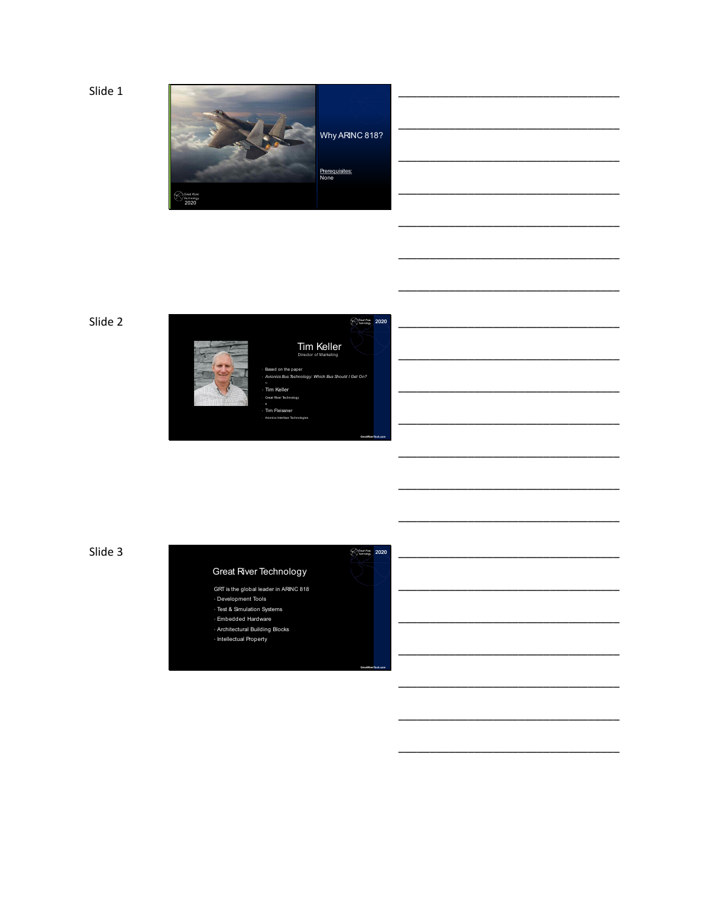Slide 1

Why ARINC 818?

Prerequisites:
None

Great River Technology
2020

Slide 2

Tim Keller
Director of Marketing

- Based on the paper
- *Avionics Bus Technology: Which Bus Should I Get On?*
- by
- Tim Keller
- Great River Technology
- &
- Tim Fleissner
- Avionics Interface Technologies

GreatRiverTech.com

Slide 3

Great River Technology

GRT is the global leader in ARINC 818
- Development Tools
- Test & Simulation Systems
- Embedded Hardware
- Architectural Building Blocks
- Intellectual Property

GreatRiverTech.com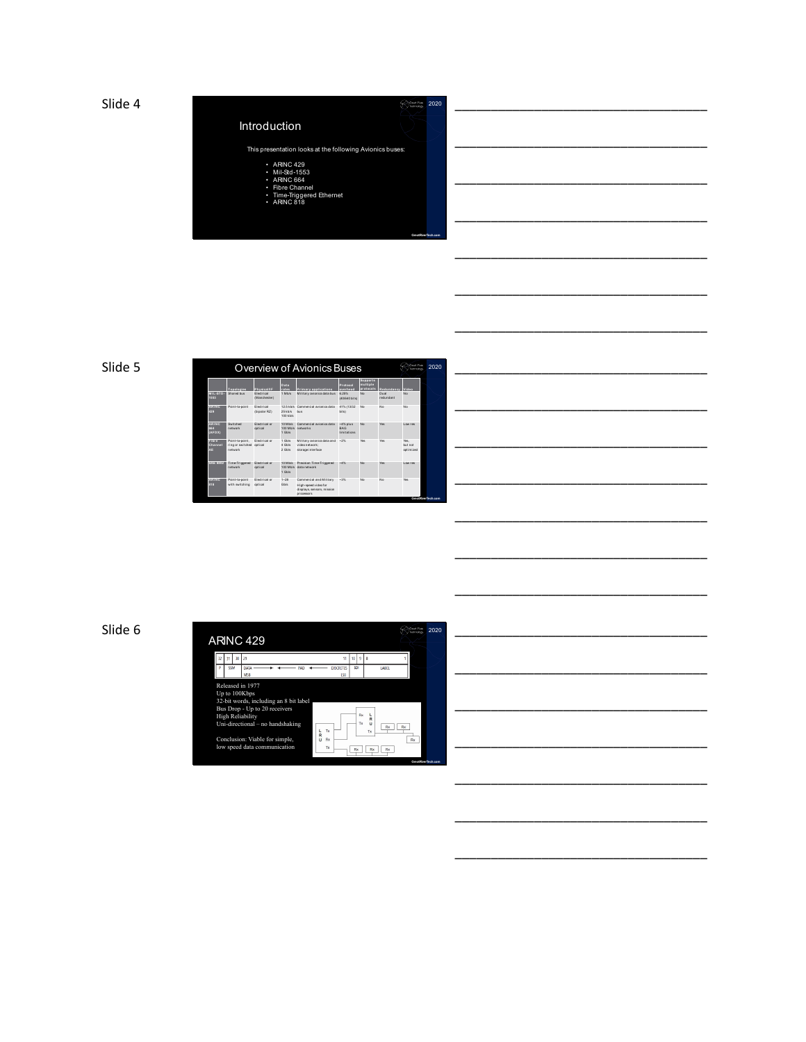Slide 4

## Introduction

This presentation looks at the following Avionics buses:

- ARINC 429
- Mil-Std-1553
- ARINC 664
- Fibre Channel
- Time-Triggered Ethernet
- ARINC 818

Slide 5

## Overview of Avionics Buses

| | Topologies | Physical I/F | Data rates | Primary applications | Protocol overhead | Supports multiple protocols | Redundancy | Video |
|---|---|---|---|---|---|---|---|---|
| MIL-STD-1553 | Shared bus | Electrical (Manchester) | 1 Mb/s | Military avionics data bus | 6.25% (stacked bits) | No | Dual redundant | No |
| ARINC 429 | Point-to-point | Electrical (bipolar RZ) | 12.5 kb/s 25 kb/s 100 kb/s | Commercial avionics data bus | 41% (13/32 bits) | No | No | No |
| ARINC 664 (AFDX) | Switched network | Electrical or optical | 10 Mb/s 100 Mb/s 1 Gb/s | Commercial avionics data networks | ~4% plus BAG limitations | No | Yes | Low res |
| Fibre Channel AE | Point-to-point, ring or switched network | Electrical or optical | 1 Gb/s 4 Gb/s 2 Gb/s | Military avionics data and video network; storage interface | ~2% | Yes | Yes | Yes, but not optimized |
| SAE 6802 | Time-Triggered network | Electrical or optical | 10 Mb/s 100 Mb/s 1 Gb/s | Precision Time-Triggered data network | ~4% | No | Yes | Low res |
| ARINC 818 | Point-to-point with switching | Electrical or optical | 1–28 Gb/s | Commercial and Military High-speed video for displays, sensors, mission processors | ~3% | No | No | Yes |

Slide 6

## ARINC 429

| 32 | 31 | 30 | 29 | | 11 | 10 | 9 | 8 | 1 |
|---|---|---|---|---|---|---|---|---|---|
| P | SSM | | DATA MSB → ← PAD ← DISCRETES LSB | | | SDI | | LABEL | |

- Released in 1977
- Up to 100Kbps
- 32-bit words, including an 8 bit label
- Bus Drop - Up to 20 receivers
- High Reliability
- Uni-directional – no handshaking

Conclusion: Viable for simple, low speed data communication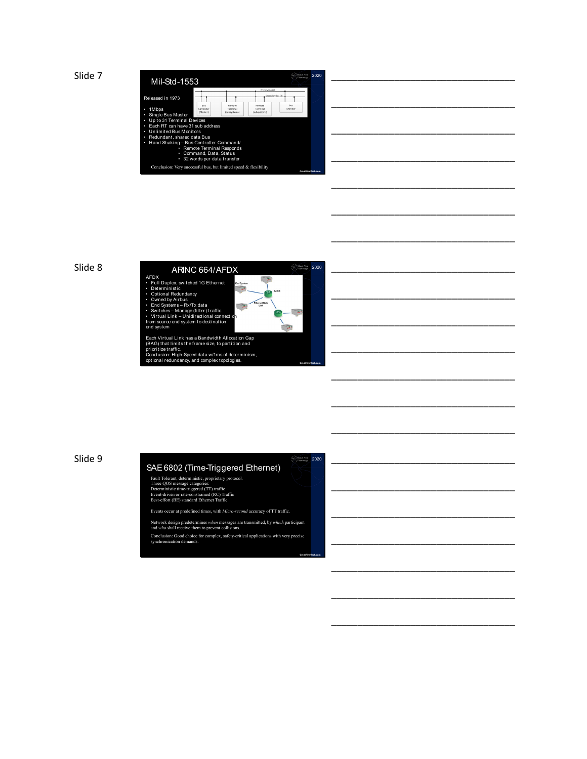Slide 7

## Mil-Std-1553

Released in 1973

- 1Mbps
- Single Bus Master
- Up to 31 Terminal Devices
- Each RT can have 31 sub address
- Unlimited Bus Monitors
- Redundant, shared data Bus
- Hand Shaking – Bus Controller Command/
  - Remote Terminal Responds
  - Command, Data, Status
  - 32 words per data transfer

Conclusion: Very successful bus, but limited speed & flexibility

Slide 8

## ARINC 664/AFDX

AFDX

- Full Duplex, switched 1G Ethernet
- Deterministic
- Optional Redundancy
- Owned by Airbus
- End Systems – Rx/Tx data
- Switches – Manage (filter) traffic
- Virtual Link – Unidirectional connection from source end system to destination end system

Each Virtual Link has a Bandwidth Allocation Gap (BAG) that limits the frame size, to partition and prioritize traffic.
Conclusion: High-Speed data w/1ms of determinism, optional redundancy, and complex topologies.

Slide 9

## SAE 6802 (Time-Triggered Ethernet)

Fault Tolerant, deterministic, proprietary protocol.
Three QOS message categories:
Deterministic time-triggered (TT) traffic
Event-driven or rate-constrained (RC) Traffic
Best-effort (BE) standard Ethernet Traffic

Events occur at predefined times, with *Micro-second* accuracy of TT traffic.

Network design predetermines *when* messages are transmitted, by *which* participant and *who* shall receive them to prevent collisions.

Conclusion: Good choice for complex, safety-critical applications with very precise synchronization demands.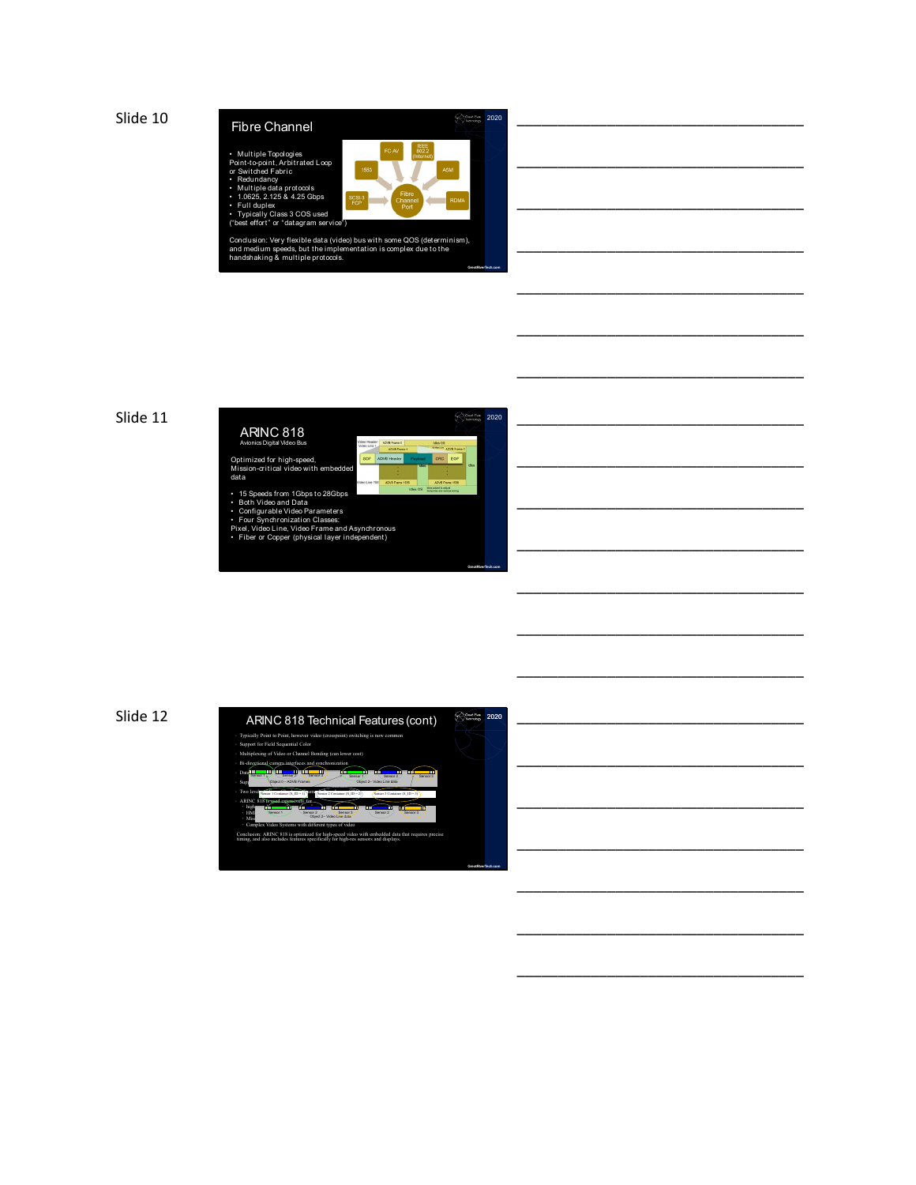Slide 10

## Fibre Channel

- Multiple Topologies
Point-to-point, Arbitrated Loop or Switched Fabric
- Redundancy
- Multiple data protocols
- 1.0625, 2.125 & 4.25 Gbps
- Full duplex
- Typically Class 3 COS used
("best effort" or "datagram service")

Conclusion: Very flexible data (video) bus with some QOS (determinism), and medium speeds, but the implementation is complex due to the handshaking & multiple protocols.

Slide 11

## ARINC 818

Avionics Digital Video Bus

Optimized for high-speed, Mission-critical video with embedded data

- 15 Speeds from 1Gbps to 28Gbps
- Both Video and Data
- Configurable Video Parameters
- Four Synchronization Classes:
Pixel, Video Line, Video Frame and Asynchronous
- Fiber or Copper (physical layer independent)

Slide 12

## ARINC 818 Technical Features (cont)

- Typically Point to Point, however video (crosspoint) switching is now common
- Support for Field Sequential Color
- Multiplexing of Video or Channel Bonding (can lower cost)
- Bi-directional camera interfaces and synchronization
- ARINC 818 is used extensively for
  - high
  - HMD
  - Mis
  - Complex Video Systems with different types of video

Conclusion: ARINC 818 is optimized for high-speed video with embedded data that requires precise timing, and also includes features specifically for high-res sensors and displays.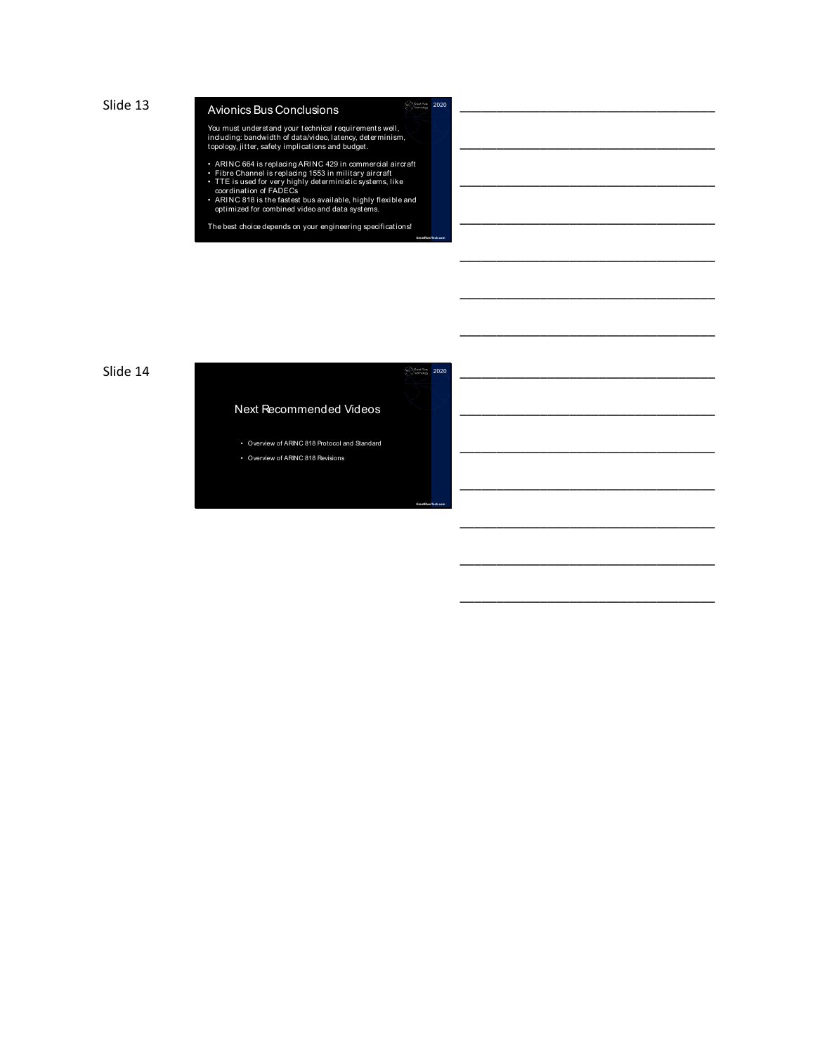Slide 13

## Avionics Bus Conclusions

You must understand your technical requirements well, including: bandwidth of data/video, latency, determinism, topology, jitter, safety implications and budget.

- ARINC 664 is replacing ARINC 429 in commercial aircraft
- Fibre Channel is replacing 1553 in military aircraft
- TTE is used for very highly deterministic systems, like coordination of FADECs
- ARINC 818 is the fastest bus available, highly flexible and optimized for combined video and data systems.

The best choice depends on your engineering specifications!

Slide 14

## Next Recommended Videos

- Overview of ARINC 818 Protocol and Standard
- Overview of ARINC 818 Revisions